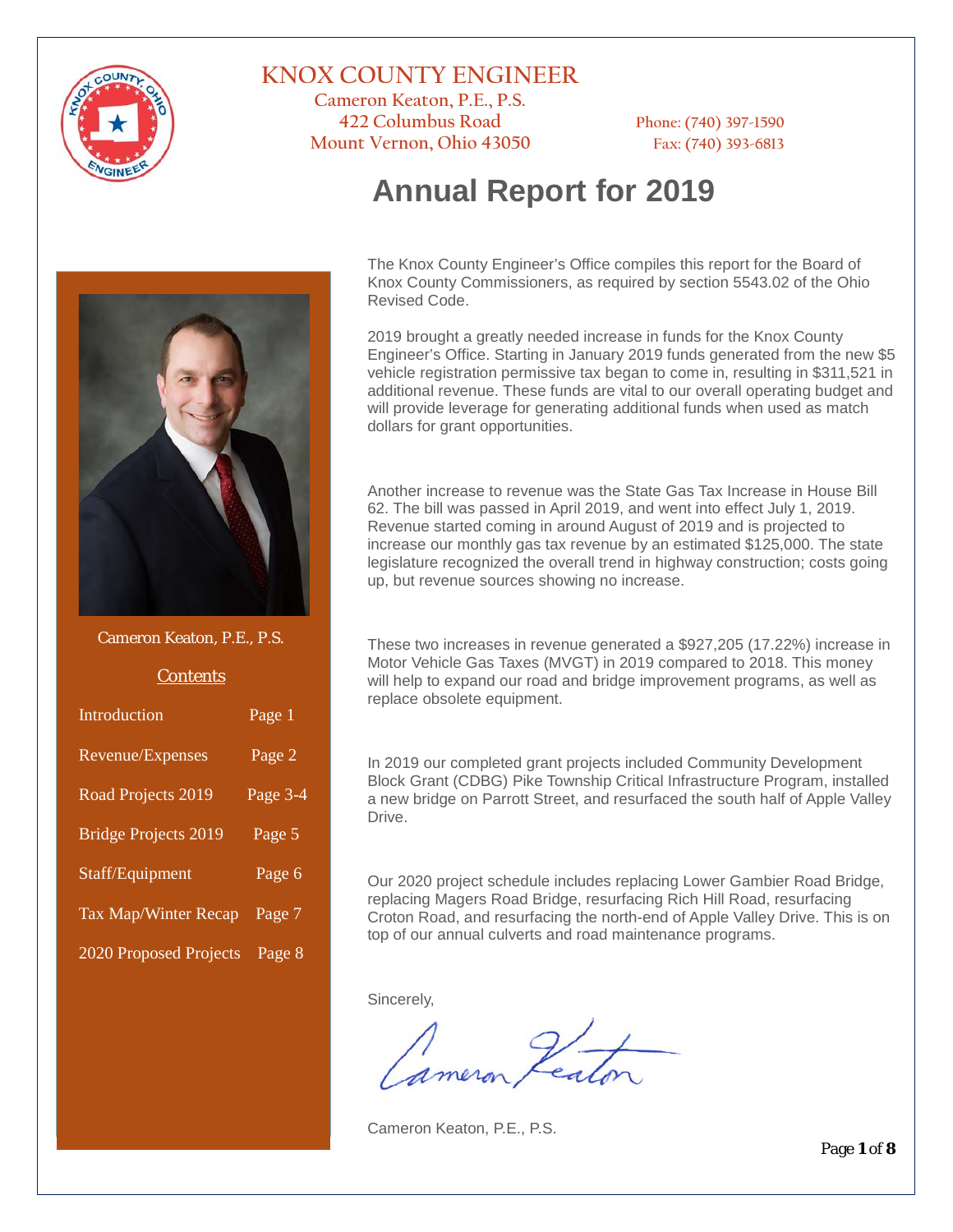# KNOX COUNTY ENGINEER

Cameron Keaton, P.E., P.S.
422 Columbus Road
Mount Vernon, Ohio 43050

Phone: (740) 397-1590
Fax: (740) 393-6813

# Annual Report for 2019

Cameron Keaton, P.E., P.S.

## Contents

| | |
|---|---|
| Introduction | Page 1 |
| Revenue/Expenses | Page 2 |
| Road Projects 2019 | Page 3-4 |
| Bridge Projects 2019 | Page 5 |
| Staff/Equipment | Page 6 |
| Tax Map/Winter Recap | Page 7 |
| 2020 Proposed Projects | Page 8 |

The Knox County Engineer's Office compiles this report for the Board of Knox County Commissioners, as required by section 5543.02 of the Ohio Revised Code.

2019 brought a greatly needed increase in funds for the Knox County Engineer's Office. Starting in January 2019 funds generated from the new $5 vehicle registration permissive tax began to come in, resulting in $311,521 in additional revenue. These funds are vital to our overall operating budget and will provide leverage for generating additional funds when used as match dollars for grant opportunities.

Another increase to revenue was the State Gas Tax Increase in House Bill 62. The bill was passed in April 2019, and went into effect July 1, 2019. Revenue started coming in around August of 2019 and is projected to increase our monthly gas tax revenue by an estimated $125,000. The state legislature recognized the overall trend in highway construction; costs going up, but revenue sources showing no increase.

These two increases in revenue generated a $927,205 (17.22%) increase in Motor Vehicle Gas Taxes (MVGT) in 2019 compared to 2018. This money will help to expand our road and bridge improvement programs, as well as replace obsolete equipment.

In 2019 our completed grant projects included Community Development Block Grant (CDBG) Pike Township Critical Infrastructure Program, installed a new bridge on Parrott Street, and resurfaced the south half of Apple Valley Drive.

Our 2020 project schedule includes replacing Lower Gambier Road Bridge, replacing Magers Road Bridge, resurfacing Rich Hill Road, resurfacing Croton Road, and resurfacing the north-end of Apple Valley Drive. This is on top of our annual culverts and road maintenance programs.

Sincerely,

Cameron Keaton

Cameron Keaton, P.E., P.S.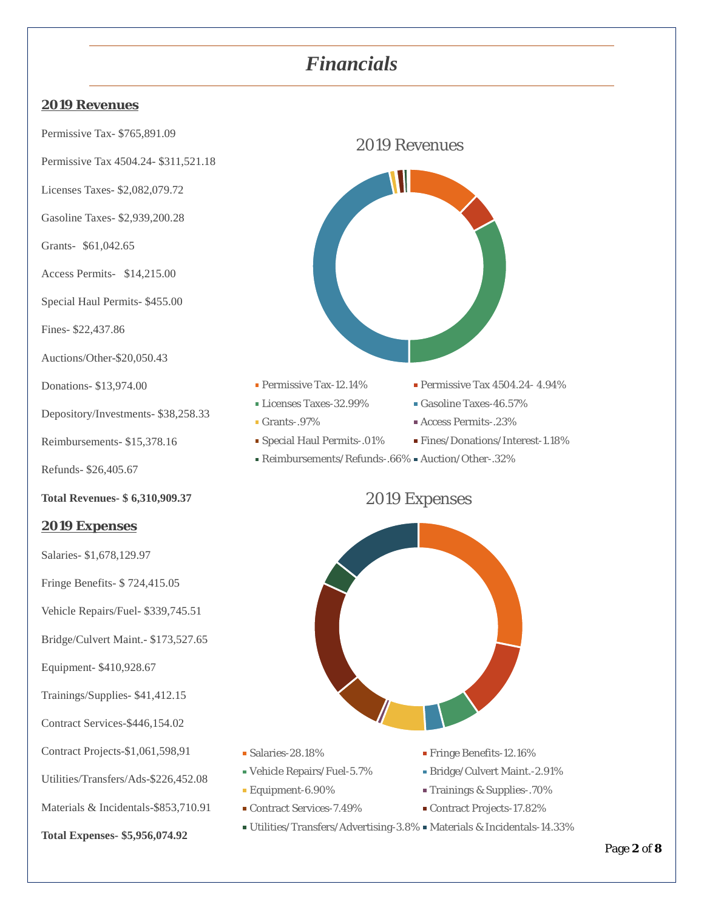# *Financials*

## 2019 Revenues

Permissive Tax- $765,891.09

Permissive Tax 4504.24- $311,521.18

Licenses Taxes- $2,082,079.72

Gasoline Taxes- $2,939,200.28

Grants- $61,042.65

Access Permits- $14,215.00

Special Haul Permits- $455.00

Fines- $22,437.86

Auctions/Other-$20,050.43

Donations- $13,974.00

Depository/Investments- $38,258.33

Reimbursements- $15,378.16

Refunds- $26,405.67

**Total Revenues- $ 6,310,909.37**

2019 Revenues

- Permissive Tax-12.14%
- Permissive Tax 4504.24- 4.94%
- Licenses Taxes-32.99%
- Gasoline Taxes-46.57%
- Grants-.97%
- Access Permits-.23%
- Special Haul Permits-.01%
- Fines/Donations/Interest-1.18%
- Reimbursements/Refunds-.66%
- Auction/Other-.32%

## 2019 Expenses

Salaries- $1,678,129.97

Fringe Benefits- $ 724,415.05

Vehicle Repairs/Fuel- $339,745.51

Bridge/Culvert Maint.- $173,527.65

Equipment- $410,928.67

Trainings/Supplies- $41,412.15

Contract Services-$446,154.02

Contract Projects-$1,061,598,91

Utilities/Transfers/Ads-$226,452.08

Materials & Incidentals-$853,710.91

**Total Expenses- $5,956,074.92**

2019 Expenses

- Salaries-28.18%
- Fringe Benefits-12.16%
- Vehicle Repairs/Fuel-5.7%
- Bridge/Culvert Maint.-2.91%
- Equipment-6.90%
- Trainings & Supplies-.70%
- Contract Services-7.49%
- Contract Projects-17.82%
- Utilities/Transfers/Advertising-3.8%
- Materials & Incidentals-14.33%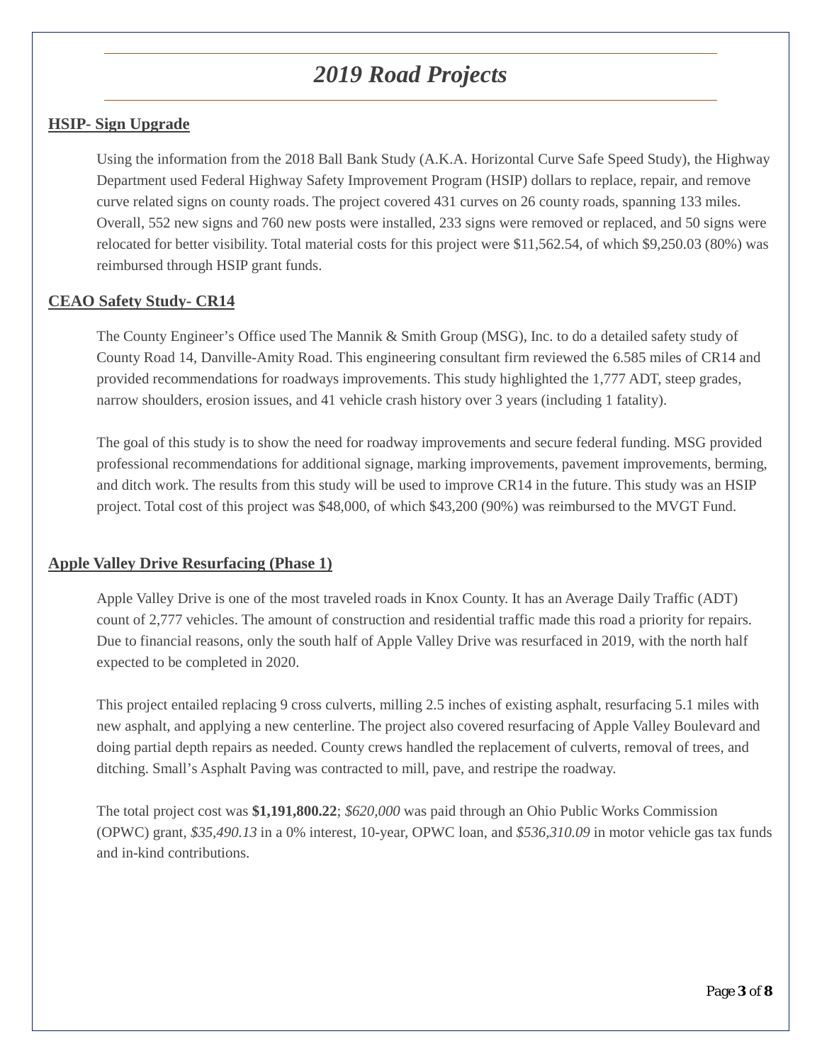# *2019 Road Projects*

## HSIP- Sign Upgrade

Using the information from the 2018 Ball Bank Study (A.K.A. Horizontal Curve Safe Speed Study), the Highway Department used Federal Highway Safety Improvement Program (HSIP) dollars to replace, repair, and remove curve related signs on county roads. The project covered 431 curves on 26 county roads, spanning 133 miles. Overall, 552 new signs and 760 new posts were installed, 233 signs were removed or replaced, and 50 signs were relocated for better visibility. Total material costs for this project were $11,562.54, of which $9,250.03 (80%) was reimbursed through HSIP grant funds.

## CEAO Safety Study- CR14

The County Engineer's Office used The Mannik & Smith Group (MSG), Inc. to do a detailed safety study of County Road 14, Danville-Amity Road. This engineering consultant firm reviewed the 6.585 miles of CR14 and provided recommendations for roadways improvements. This study highlighted the 1,777 ADT, steep grades, narrow shoulders, erosion issues, and 41 vehicle crash history over 3 years (including 1 fatality).

The goal of this study is to show the need for roadway improvements and secure federal funding. MSG provided professional recommendations for additional signage, marking improvements, pavement improvements, berming, and ditch work. The results from this study will be used to improve CR14 in the future. This study was an HSIP project. Total cost of this project was $48,000, of which $43,200 (90%) was reimbursed to the MVGT Fund.

## Apple Valley Drive Resurfacing (Phase 1)

Apple Valley Drive is one of the most traveled roads in Knox County. It has an Average Daily Traffic (ADT) count of 2,777 vehicles. The amount of construction and residential traffic made this road a priority for repairs. Due to financial reasons, only the south half of Apple Valley Drive was resurfaced in 2019, with the north half expected to be completed in 2020.

This project entailed replacing 9 cross culverts, milling 2.5 inches of existing asphalt, resurfacing 5.1 miles with new asphalt, and applying a new centerline. The project also covered resurfacing of Apple Valley Boulevard and doing partial depth repairs as needed. County crews handled the replacement of culverts, removal of trees, and ditching. Small's Asphalt Paving was contracted to mill, pave, and restripe the roadway.

The total project cost was **$1,191,800.22**; *$620,000* was paid through an Ohio Public Works Commission (OPWC) grant, *$35,490.13* in a 0% interest, 10-year, OPWC loan, and *$536,310.09* in motor vehicle gas tax funds and in-kind contributions.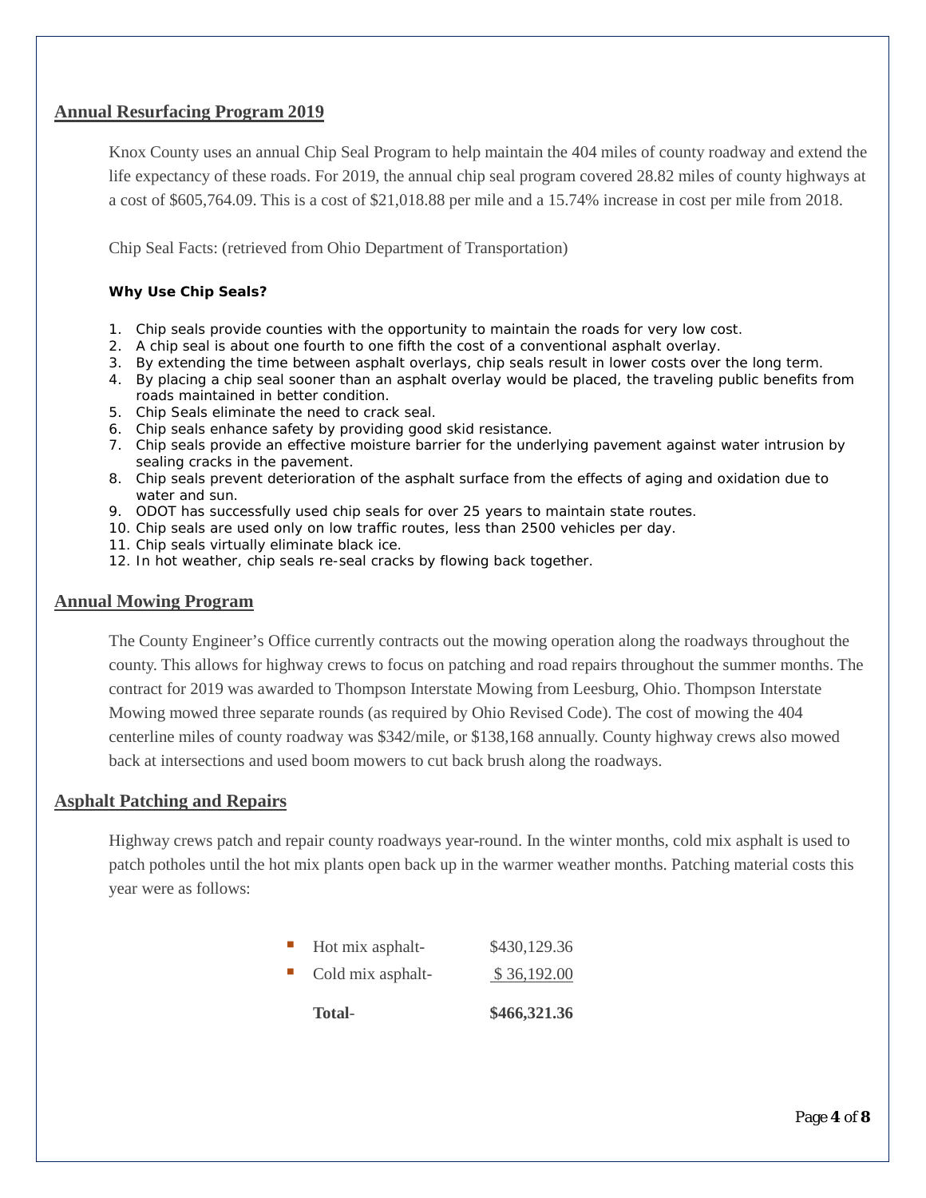## Annual Resurfacing Program 2019

Knox County uses an annual Chip Seal Program to help maintain the 404 miles of county roadway and extend the life expectancy of these roads. For 2019, the annual chip seal program covered 28.82 miles of county highways at a cost of $605,764.09. This is a cost of $21,018.88 per mile and a 15.74% increase in cost per mile from 2018.

Chip Seal Facts: (retrieved from Ohio Department of Transportation)

**Why Use Chip Seals?**

1. Chip seals provide counties with the opportunity to maintain the roads for very low cost.
2. A chip seal is about one fourth to one fifth the cost of a conventional asphalt overlay.
3. By extending the time between asphalt overlays, chip seals result in lower costs over the long term.
4. By placing a chip seal sooner than an asphalt overlay would be placed, the traveling public benefits from roads maintained in better condition.
5. Chip Seals eliminate the need to crack seal.
6. Chip seals enhance safety by providing good skid resistance.
7. Chip seals provide an effective moisture barrier for the underlying pavement against water intrusion by sealing cracks in the pavement.
8. Chip seals prevent deterioration of the asphalt surface from the effects of aging and oxidation due to water and sun.
9. ODOT has successfully used chip seals for over 25 years to maintain state routes.
10. Chip seals are used only on low traffic routes, less than 2500 vehicles per day.
11. Chip seals virtually eliminate black ice.
12. In hot weather, chip seals re-seal cracks by flowing back together.

## Annual Mowing Program

The County Engineer's Office currently contracts out the mowing operation along the roadways throughout the county. This allows for highway crews to focus on patching and road repairs throughout the summer months. The contract for 2019 was awarded to Thompson Interstate Mowing from Leesburg, Ohio. Thompson Interstate Mowing mowed three separate rounds (as required by Ohio Revised Code). The cost of mowing the 404 centerline miles of county roadway was $342/mile, or $138,168 annually. County highway crews also mowed back at intersections and used boom mowers to cut back brush along the roadways.

## Asphalt Patching and Repairs

Highway crews patch and repair county roadways year-round. In the winter months, cold mix asphalt is used to patch potholes until the hot mix plants open back up in the warmer weather months. Patching material costs this year were as follows:

- Hot mix asphalt- $430,129.36
- Cold mix asphalt- $ 36,192.00

**Total- $466,321.36**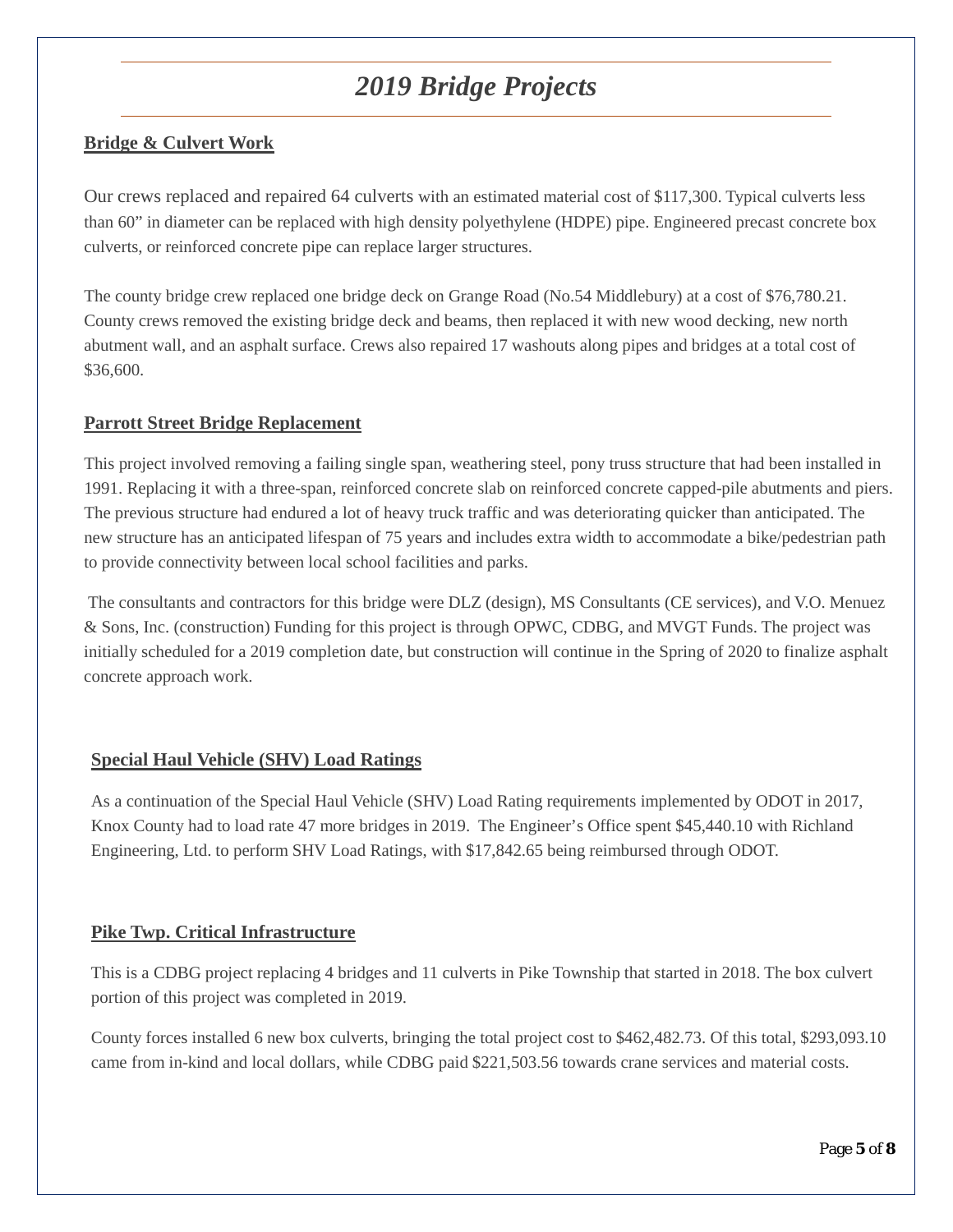# *2019 Bridge Projects*

## Bridge & Culvert Work

Our crews replaced and repaired 64 culverts with an estimated material cost of $117,300. Typical culverts less than 60” in diameter can be replaced with high density polyethylene (HDPE) pipe. Engineered precast concrete box culverts, or reinforced concrete pipe can replace larger structures.

The county bridge crew replaced one bridge deck on Grange Road (No.54 Middlebury) at a cost of $76,780.21. County crews removed the existing bridge deck and beams, then replaced it with new wood decking, new north abutment wall, and an asphalt surface. Crews also repaired 17 washouts along pipes and bridges at a total cost of $36,600.

## Parrott Street Bridge Replacement

This project involved removing a failing single span, weathering steel, pony truss structure that had been installed in 1991. Replacing it with a three-span, reinforced concrete slab on reinforced concrete capped-pile abutments and piers. The previous structure had endured a lot of heavy truck traffic and was deteriorating quicker than anticipated. The new structure has an anticipated lifespan of 75 years and includes extra width to accommodate a bike/pedestrian path to provide connectivity between local school facilities and parks.

The consultants and contractors for this bridge were DLZ (design), MS Consultants (CE services), and V.O. Menuez & Sons, Inc. (construction) Funding for this project is through OPWC, CDBG, and MVGT Funds. The project was initially scheduled for a 2019 completion date, but construction will continue in the Spring of 2020 to finalize asphalt concrete approach work.

## Special Haul Vehicle (SHV) Load Ratings

As a continuation of the Special Haul Vehicle (SHV) Load Rating requirements implemented by ODOT in 2017, Knox County had to load rate 47 more bridges in 2019. The Engineer’s Office spent $45,440.10 with Richland Engineering, Ltd. to perform SHV Load Ratings, with $17,842.65 being reimbursed through ODOT.

## Pike Twp. Critical Infrastructure

This is a CDBG project replacing 4 bridges and 11 culverts in Pike Township that started in 2018. The box culvert portion of this project was completed in 2019.

County forces installed 6 new box culverts, bringing the total project cost to $462,482.73. Of this total, $293,093.10 came from in-kind and local dollars, while CDBG paid $221,503.56 towards crane services and material costs.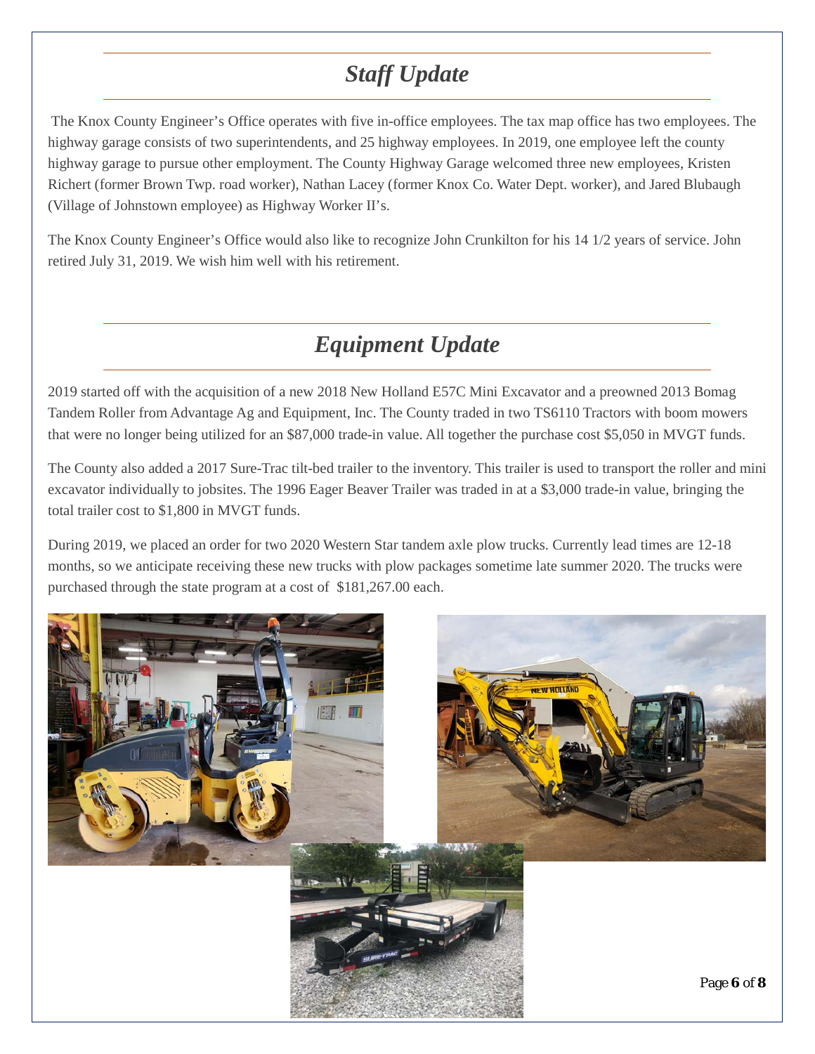## *Staff Update*

The Knox County Engineer's Office operates with five in-office employees. The tax map office has two employees. The highway garage consists of two superintendents, and 25 highway employees. In 2019, one employee left the county highway garage to pursue other employment. The County Highway Garage welcomed three new employees, Kristen Richert (former Brown Twp. road worker), Nathan Lacey (former Knox Co. Water Dept. worker), and Jared Blubaugh (Village of Johnstown employee) as Highway Worker II's.

The Knox County Engineer's Office would also like to recognize John Crunkilton for his 14 1/2 years of service. John retired July 31, 2019. We wish him well with his retirement.

## *Equipment Update*

2019 started off with the acquisition of a new 2018 New Holland E57C Mini Excavator and a preowned 2013 Bomag Tandem Roller from Advantage Ag and Equipment, Inc. The County traded in two TS6110 Tractors with boom mowers that were no longer being utilized for an $87,000 trade-in value. All together the purchase cost $5,050 in MVGT funds.

The County also added a 2017 Sure-Trac tilt-bed trailer to the inventory. This trailer is used to transport the roller and mini excavator individually to jobsites. The 1996 Eager Beaver Trailer was traded in at a $3,000 trade-in value, bringing the total trailer cost to $1,800 in MVGT funds.

During 2019, we placed an order for two 2020 Western Star tandem axle plow trucks. Currently lead times are 12-18 months, so we anticipate receiving these new trucks with plow packages sometime late summer 2020. The trucks were purchased through the state program at a cost of $181,267.00 each.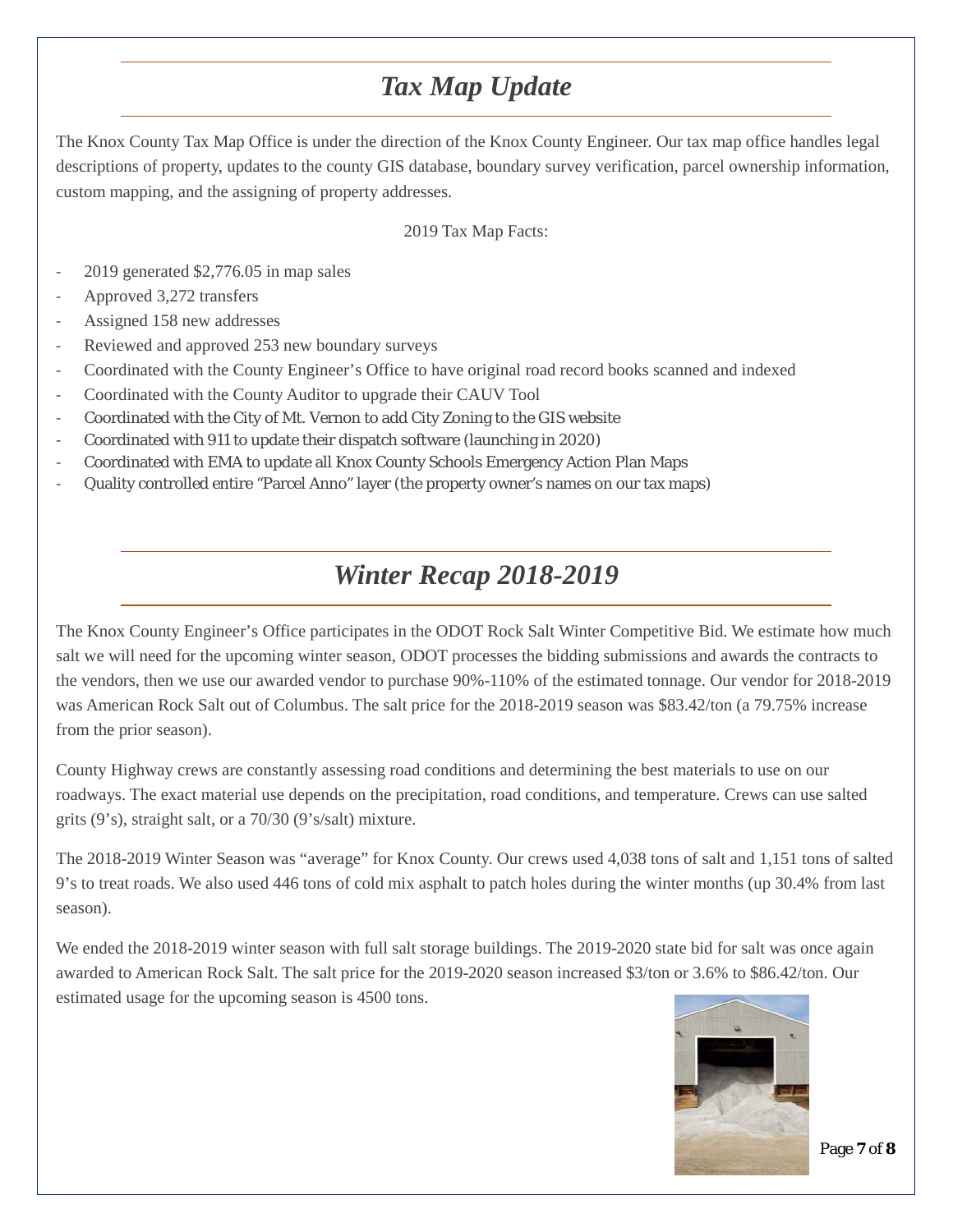# *Tax Map Update*

The Knox County Tax Map Office is under the direction of the Knox County Engineer. Our tax map office handles legal descriptions of property, updates to the county GIS database, boundary survey verification, parcel ownership information, custom mapping, and the assigning of property addresses.

2019 Tax Map Facts:

- 2019 generated $2,776.05 in map sales
- Approved 3,272 transfers
- Assigned 158 new addresses
- Reviewed and approved 253 new boundary surveys
- Coordinated with the County Engineer's Office to have original road record books scanned and indexed
- Coordinated with the County Auditor to upgrade their CAUV Tool
- Coordinated with the City of Mt. Vernon to add City Zoning to the GIS website
- Coordinated with 911 to update their dispatch software (launching in 2020)
- Coordinated with EMA to update all Knox County Schools Emergency Action Plan Maps
- Quality controlled entire "Parcel Anno" layer (the property owner's names on our tax maps)

# *Winter Recap 2018-2019*

The Knox County Engineer's Office participates in the ODOT Rock Salt Winter Competitive Bid. We estimate how much salt we will need for the upcoming winter season, ODOT processes the bidding submissions and awards the contracts to the vendors, then we use our awarded vendor to purchase 90%-110% of the estimated tonnage. Our vendor for 2018-2019 was American Rock Salt out of Columbus. The salt price for the 2018-2019 season was $83.42/ton (a 79.75% increase from the prior season).

County Highway crews are constantly assessing road conditions and determining the best materials to use on our roadways. The exact material use depends on the precipitation, road conditions, and temperature. Crews can use salted grits (9's), straight salt, or a 70/30 (9's/salt) mixture.

The 2018-2019 Winter Season was "average" for Knox County. Our crews used 4,038 tons of salt and 1,151 tons of salted 9's to treat roads. We also used 446 tons of cold mix asphalt to patch holes during the winter months (up 30.4% from last season).

We ended the 2018-2019 winter season with full salt storage buildings. The 2019-2020 state bid for salt was once again awarded to American Rock Salt. The salt price for the 2019-2020 season increased $3/ton or 3.6% to $86.42/ton. Our estimated usage for the upcoming season is 4500 tons.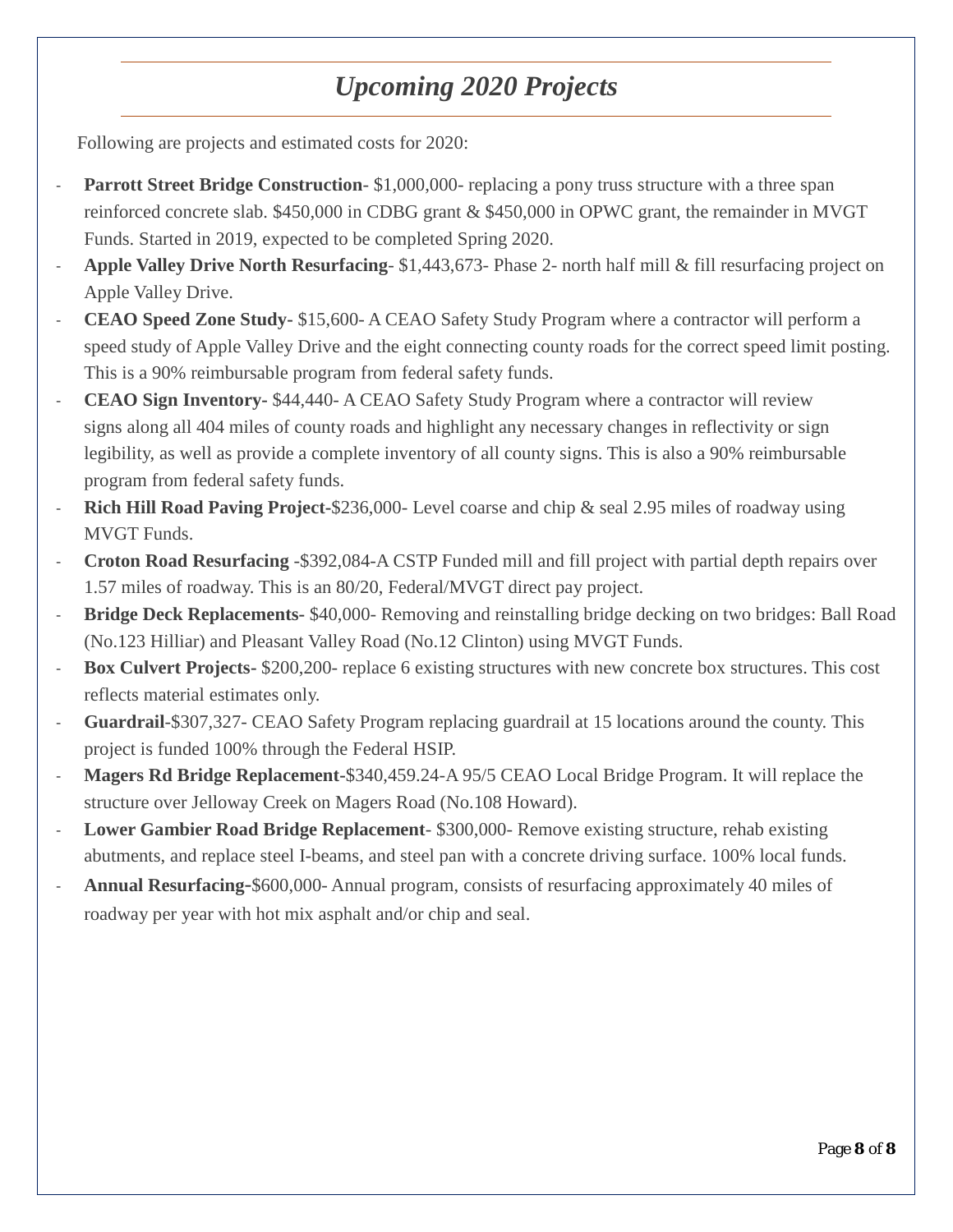## *Upcoming 2020 Projects*

Following are projects and estimated costs for 2020:

- **Parrott Street Bridge Construction**- $1,000,000- replacing a pony truss structure with a three span reinforced concrete slab. $450,000 in CDBG grant & $450,000 in OPWC grant, the remainder in MVGT Funds. Started in 2019, expected to be completed Spring 2020.
- **Apple Valley Drive North Resurfacing**- $1,443,673- Phase 2- north half mill & fill resurfacing project on Apple Valley Drive.
- **CEAO Speed Zone Study-** $15,600- A CEAO Safety Study Program where a contractor will perform a speed study of Apple Valley Drive and the eight connecting county roads for the correct speed limit posting. This is a 90% reimbursable program from federal safety funds.
- **CEAO Sign Inventory-** $44,440- A CEAO Safety Study Program where a contractor will review signs along all 404 miles of county roads and highlight any necessary changes in reflectivity or sign legibility, as well as provide a complete inventory of all county signs. This is also a 90% reimbursable program from federal safety funds.
- **Rich Hill Road Paving Project-**$236,000- Level coarse and chip & seal 2.95 miles of roadway using MVGT Funds.
- **Croton Road Resurfacing** -$392,084-A CSTP Funded mill and fill project with partial depth repairs over 1.57 miles of roadway. This is an 80/20, Federal/MVGT direct pay project.
- **Bridge Deck Replacements-** $40,000- Removing and reinstalling bridge decking on two bridges: Ball Road (No.123 Hilliar) and Pleasant Valley Road (No.12 Clinton) using MVGT Funds.
- **Box Culvert Projects-** $200,200- replace 6 existing structures with new concrete box structures. This cost reflects material estimates only.
- **Guardrail-**$307,327- CEAO Safety Program replacing guardrail at 15 locations around the county. This project is funded 100% through the Federal HSIP.
- **Magers Rd Bridge Replacement-**$340,459.24-A 95/5 CEAO Local Bridge Program. It will replace the structure over Jelloway Creek on Magers Road (No.108 Howard).
- **Lower Gambier Road Bridge Replacement**- $300,000- Remove existing structure, rehab existing abutments, and replace steel I-beams, and steel pan with a concrete driving surface. 100% local funds.
- **Annual Resurfacing-**$600,000- Annual program, consists of resurfacing approximately 40 miles of roadway per year with hot mix asphalt and/or chip and seal.